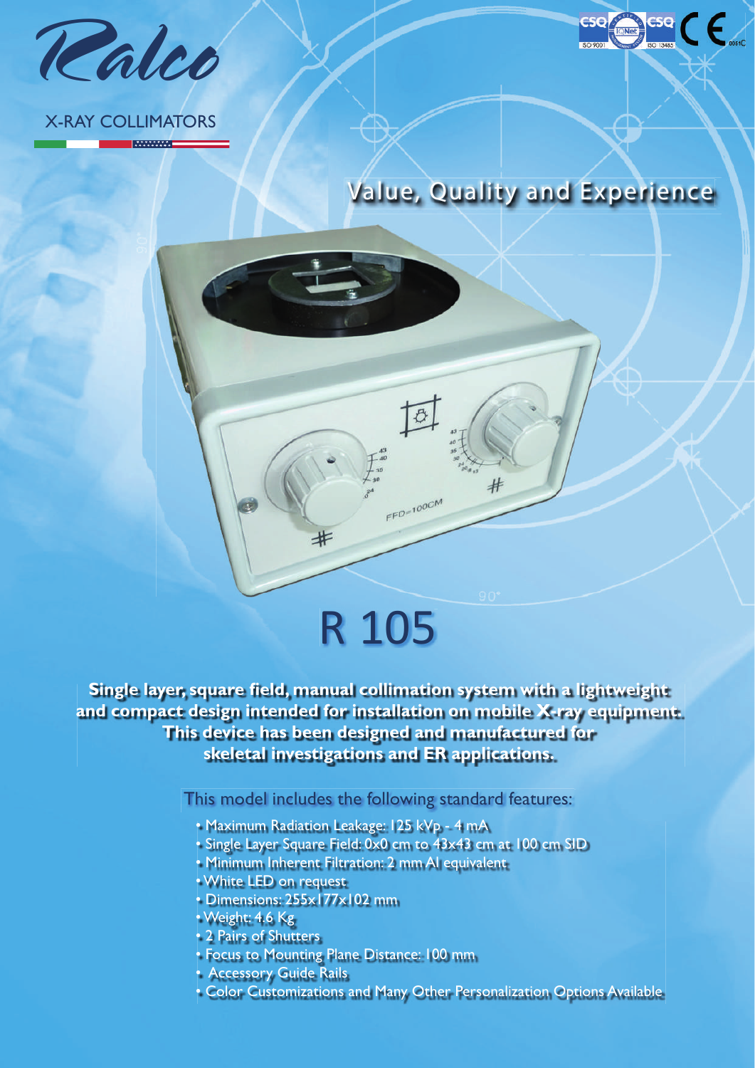# Ralco

X-RAY COLLIMATORS

## Value, Quality and Experience

# R 105

**Single layer, square field, manual collimation system with a lightweight and compact design intended for installation on mobile X-ray equipment. This device has been designed and manufactured for skeletal investigations and ER applications.**

This model includes the following standard features:

- Maximum Radiation Leakage: 125 kVp - 4 mA
- Single Layer Square Field: 0x0 cm to 43x43 cm at 100 cm SID
- Minimum Inherent Filtration: 2 mm Al equivalent
- White LED on request
- Dimensions: 255x177x102 mm
- Weight: 4.6 Kg
- 2 Pairs of Shutters
- Focus to Mounting Plane Distance: 100 mm
- Accessory Guide Rails
- Color Customizations and Many Other Personalization Options Available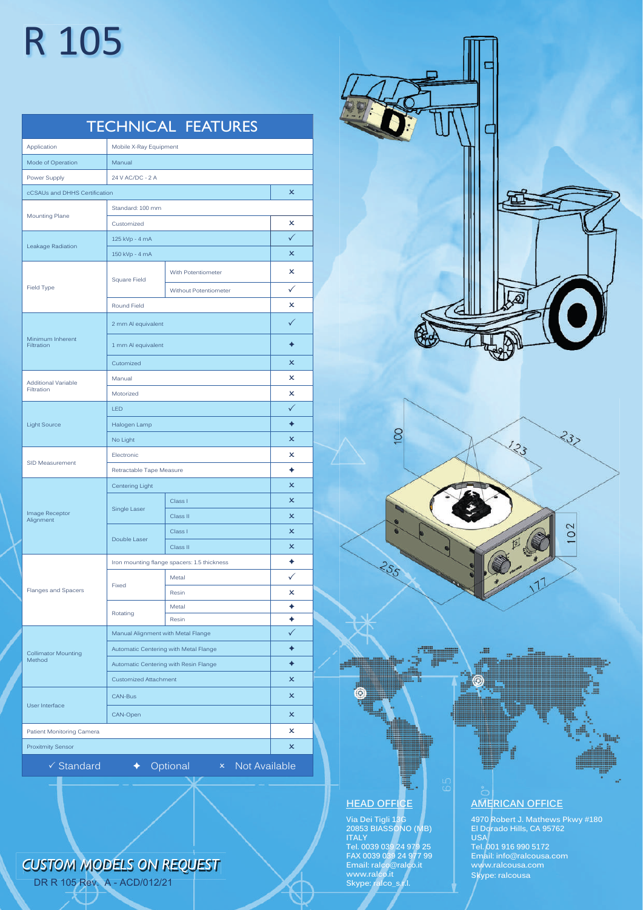# R 105

## TECHNICAL FEATURES

| | | | |
|---|---|---|---|
| Application | Mobile X-Ray Equipment | | |
| Mode of Operation | Manual | | |
| Power Supply | 24 V AC/DC - 2 A | | |
| cCSAUs and DHHS Certification | | | × |
| Mounting Plane | Standard: 100 mm | | |
| | Customized | | × |
| Leakage Radiation | 125 kVp - 4 mA | | ✓ |
| | 150 kVp - 4 mA | | × |
| Field Type | Square Field | With Potentiometer | × |
| | | Without Potentiometer | ✓ |
| | Round Field | | × |
| Minimum Inherent Filtration | 2 mm Al equivalent | | ✓ |
| | 1 mm Al equivalent | | ✦ |
| | Cutomized | | × |
| Additional Variable Filtration | Manual | | × |
| | Motorized | | × |
| Light Source | LED | | ✓ |
| | Halogen Lamp | | ✦ |
| | No Light | | × |
| SID Measurement | Electronic | | × |
| | Retractable Tape Measure | | ✦ |
| Image Receptor Alignment | Centering Light | | × |
| | Single Laser | Class I | × |
| | | Class II | × |
| | Double Laser | Class I | × |
| | | Class II | × |
| Flanges and Spacers | Iron mounting flange spacers: 1.5 thickness | | ✦ |
| | Fixed | Metal | ✓ |
| | | Resin | × |
| | Rotating | Metal | ✦ |
| | | Resin | ✦ |
| Collimator Mounting Method | Manual Alignment with Metal Flange | | ✓ |
| | Automatic Centering with Metal Flange | | ✦ |
| | Automatic Centering with Resin Flange | | ✦ |
| | Customized Attachment | | × |
| User Interface | CAN-Bus | | × |
| | CAN-Open | | × |
| Patient Monitoring Camera | | | × |
| Proxitmity Sensor | | | × |

✓ Standard ✦ Optional × Not Available

100

123

237

102

255

177

## HEAD OFFICE

Via Dei Tigli 13G
20853 BIASSONO (MB)
ITALY
Tel. 0039 039 24 979 25
FAX 0039 039 24 977 99
Email: ralco@ralco.it
www.ralco.it
Skype: ralco_s.r.l.

## AMERICAN OFFICE

4970 Robert J. Mathews Pkwy #180
El Dorado Hills, CA 95762
USA
Tel. 001 916 990 5172
Email: info@ralcousa.com
www.ralcousa.com
Skype: ralcousa

*CUSTOM MODELS ON REQUEST*

DR R 105 Rev. A - ACD/012/21